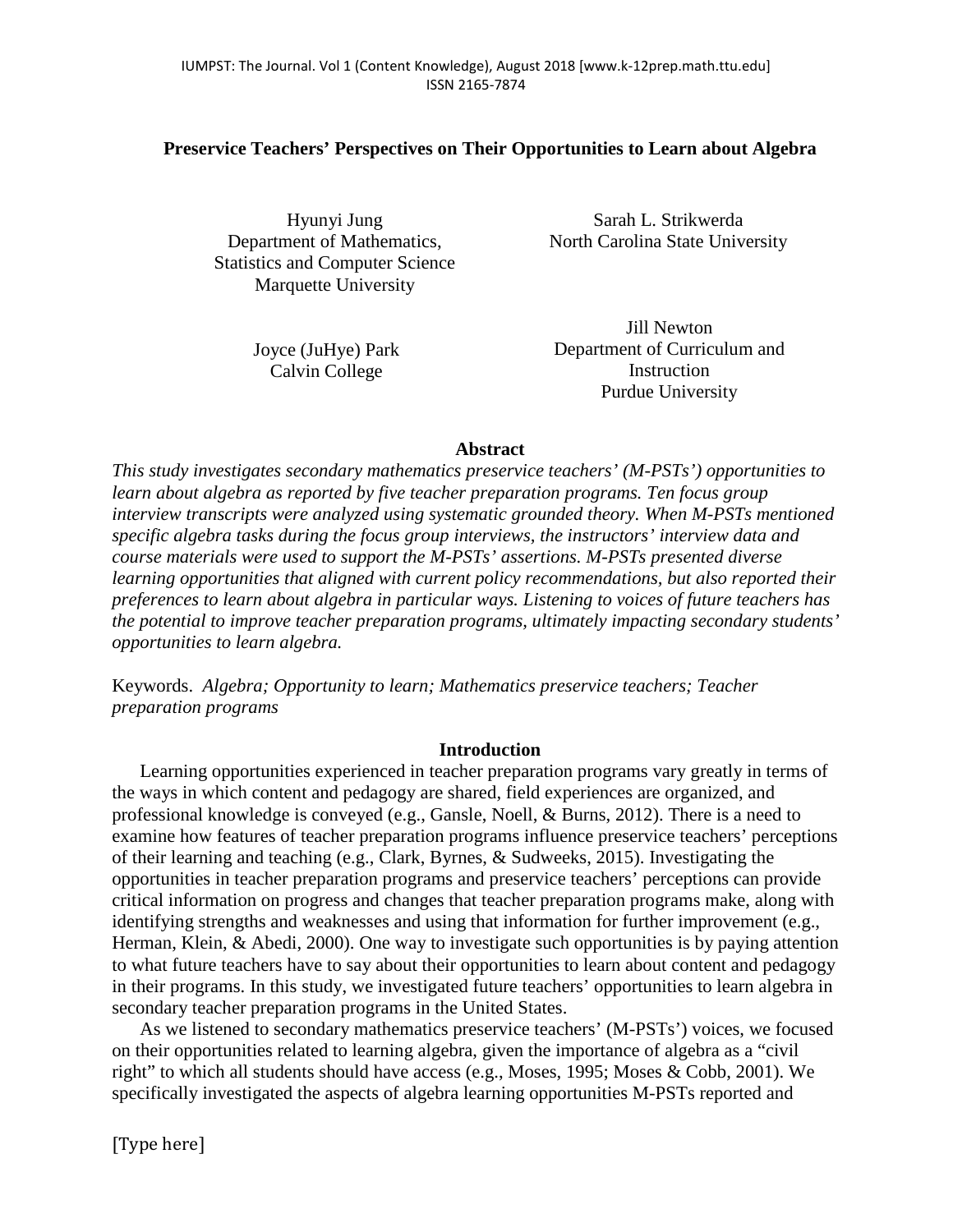# Preservice Teachers' Perspectives on Their Opportunities to Learn about Algebra

Hyunyi Jung
Department of Mathematics,
Statistics and Computer Science
Marquette University

Sarah L. Strikwerda
North Carolina State University

Joyce (JuHye) Park
Calvin College

Jill Newton
Department of Curriculum and Instruction
Purdue University

## Abstract

*This study investigates secondary mathematics preservice teachers' (M-PSTs') opportunities to learn about algebra as reported by five teacher preparation programs. Ten focus group interview transcripts were analyzed using systematic grounded theory. When M-PSTs mentioned specific algebra tasks during the focus group interviews, the instructors' interview data and course materials were used to support the M-PSTs' assertions. M-PSTs presented diverse learning opportunities that aligned with current policy recommendations, but also reported their preferences to learn about algebra in particular ways. Listening to voices of future teachers has the potential to improve teacher preparation programs, ultimately impacting secondary students' opportunities to learn algebra.*

Keywords. *Algebra; Opportunity to learn; Mathematics preservice teachers; Teacher preparation programs*

## Introduction

Learning opportunities experienced in teacher preparation programs vary greatly in terms of the ways in which content and pedagogy are shared, field experiences are organized, and professional knowledge is conveyed (e.g., Gansle, Noell, & Burns, 2012). There is a need to examine how features of teacher preparation programs influence preservice teachers' perceptions of their learning and teaching (e.g., Clark, Byrnes, & Sudweeks, 2015). Investigating the opportunities in teacher preparation programs and preservice teachers' perceptions can provide critical information on progress and changes that teacher preparation programs make, along with identifying strengths and weaknesses and using that information for further improvement (e.g., Herman, Klein, & Abedi, 2000). One way to investigate such opportunities is by paying attention to what future teachers have to say about their opportunities to learn about content and pedagogy in their programs. In this study, we investigated future teachers' opportunities to learn algebra in secondary teacher preparation programs in the United States.

As we listened to secondary mathematics preservice teachers' (M-PSTs') voices, we focused on their opportunities related to learning algebra, given the importance of algebra as a "civil right" to which all students should have access (e.g., Moses, 1995; Moses & Cobb, 2001). We specifically investigated the aspects of algebra learning opportunities M-PSTs reported and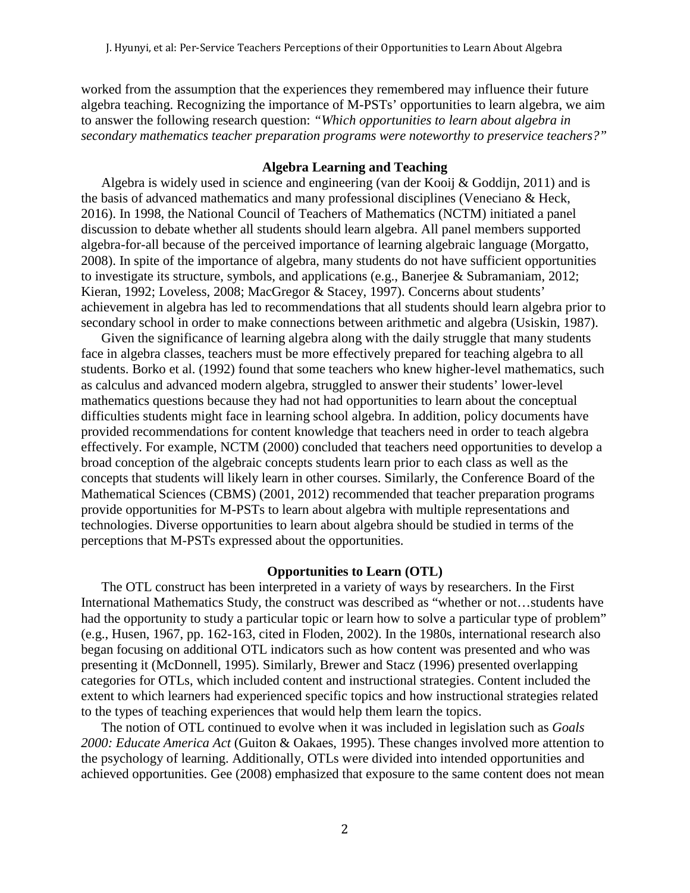worked from the assumption that the experiences they remembered may influence their future algebra teaching. Recognizing the importance of M-PSTs' opportunities to learn algebra, we aim to answer the following research question: *"Which opportunities to learn about algebra in secondary mathematics teacher preparation programs were noteworthy to preservice teachers?"*

## Algebra Learning and Teaching

Algebra is widely used in science and engineering (van der Kooij & Goddijn, 2011) and is the basis of advanced mathematics and many professional disciplines (Veneciano & Heck, 2016). In 1998, the National Council of Teachers of Mathematics (NCTM) initiated a panel discussion to debate whether all students should learn algebra. All panel members supported algebra-for-all because of the perceived importance of learning algebraic language (Morgatto, 2008). In spite of the importance of algebra, many students do not have sufficient opportunities to investigate its structure, symbols, and applications (e.g., Banerjee & Subramaniam, 2012; Kieran, 1992; Loveless, 2008; MacGregor & Stacey, 1997). Concerns about students' achievement in algebra has led to recommendations that all students should learn algebra prior to secondary school in order to make connections between arithmetic and algebra (Usiskin, 1987).

Given the significance of learning algebra along with the daily struggle that many students face in algebra classes, teachers must be more effectively prepared for teaching algebra to all students. Borko et al. (1992) found that some teachers who knew higher-level mathematics, such as calculus and advanced modern algebra, struggled to answer their students' lower-level mathematics questions because they had not had opportunities to learn about the conceptual difficulties students might face in learning school algebra. In addition, policy documents have provided recommendations for content knowledge that teachers need in order to teach algebra effectively. For example, NCTM (2000) concluded that teachers need opportunities to develop a broad conception of the algebraic concepts students learn prior to each class as well as the concepts that students will likely learn in other courses. Similarly, the Conference Board of the Mathematical Sciences (CBMS) (2001, 2012) recommended that teacher preparation programs provide opportunities for M-PSTs to learn about algebra with multiple representations and technologies. Diverse opportunities to learn about algebra should be studied in terms of the perceptions that M-PSTs expressed about the opportunities.

## Opportunities to Learn (OTL)

The OTL construct has been interpreted in a variety of ways by researchers. In the First International Mathematics Study, the construct was described as "whether or not…students have had the opportunity to study a particular topic or learn how to solve a particular type of problem" (e.g., Husen, 1967, pp. 162-163, cited in Floden, 2002). In the 1980s, international research also began focusing on additional OTL indicators such as how content was presented and who was presenting it (McDonnell, 1995). Similarly, Brewer and Stacz (1996) presented overlapping categories for OTLs, which included content and instructional strategies. Content included the extent to which learners had experienced specific topics and how instructional strategies related to the types of teaching experiences that would help them learn the topics.

The notion of OTL continued to evolve when it was included in legislation such as *Goals 2000: Educate America Act* (Guiton & Oakaes, 1995). These changes involved more attention to the psychology of learning. Additionally, OTLs were divided into intended opportunities and achieved opportunities. Gee (2008) emphasized that exposure to the same content does not mean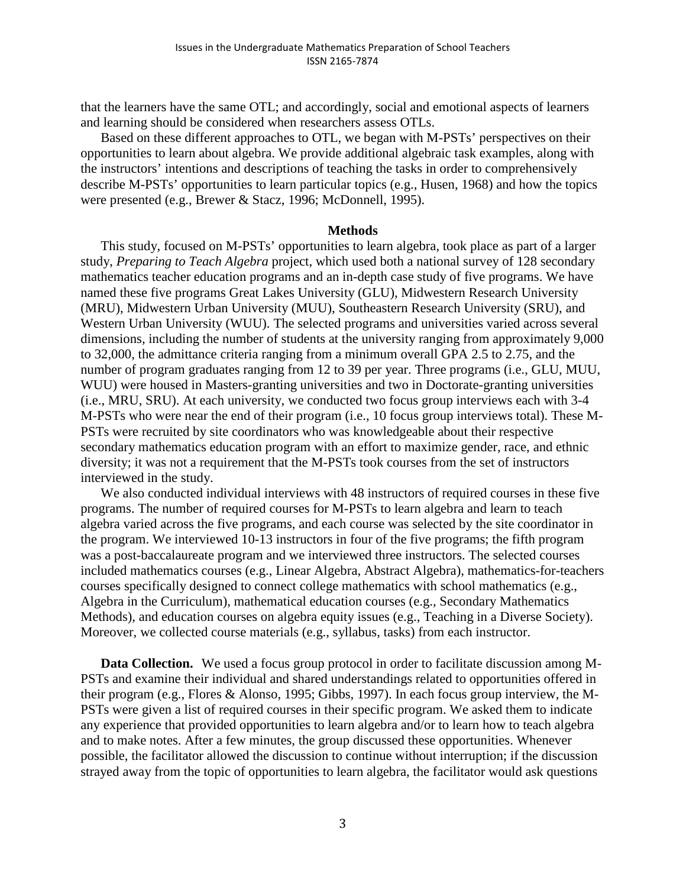that the learners have the same OTL; and accordingly, social and emotional aspects of learners and learning should be considered when researchers assess OTLs.

Based on these different approaches to OTL, we began with M-PSTs' perspectives on their opportunities to learn about algebra. We provide additional algebraic task examples, along with the instructors' intentions and descriptions of teaching the tasks in order to comprehensively describe M-PSTs' opportunities to learn particular topics (e.g., Husen, 1968) and how the topics were presented (e.g., Brewer & Stacz, 1996; McDonnell, 1995).

## Methods

This study, focused on M-PSTs' opportunities to learn algebra, took place as part of a larger study, *Preparing to Teach Algebra* project, which used both a national survey of 128 secondary mathematics teacher education programs and an in-depth case study of five programs. We have named these five programs Great Lakes University (GLU), Midwestern Research University (MRU), Midwestern Urban University (MUU), Southeastern Research University (SRU), and Western Urban University (WUU). The selected programs and universities varied across several dimensions, including the number of students at the university ranging from approximately 9,000 to 32,000, the admittance criteria ranging from a minimum overall GPA 2.5 to 2.75, and the number of program graduates ranging from 12 to 39 per year. Three programs (i.e., GLU, MUU, WUU) were housed in Masters-granting universities and two in Doctorate-granting universities (i.e., MRU, SRU). At each university, we conducted two focus group interviews each with 3-4 M-PSTs who were near the end of their program (i.e., 10 focus group interviews total). These M-PSTs were recruited by site coordinators who was knowledgeable about their respective secondary mathematics education program with an effort to maximize gender, race, and ethnic diversity; it was not a requirement that the M-PSTs took courses from the set of instructors interviewed in the study.

We also conducted individual interviews with 48 instructors of required courses in these five programs. The number of required courses for M-PSTs to learn algebra and learn to teach algebra varied across the five programs, and each course was selected by the site coordinator in the program. We interviewed 10-13 instructors in four of the five programs; the fifth program was a post-baccalaureate program and we interviewed three instructors. The selected courses included mathematics courses (e.g., Linear Algebra, Abstract Algebra), mathematics-for-teachers courses specifically designed to connect college mathematics with school mathematics (e.g., Algebra in the Curriculum), mathematical education courses (e.g., Secondary Mathematics Methods), and education courses on algebra equity issues (e.g., Teaching in a Diverse Society). Moreover, we collected course materials (e.g., syllabus, tasks) from each instructor.

**Data Collection.** We used a focus group protocol in order to facilitate discussion among M-PSTs and examine their individual and shared understandings related to opportunities offered in their program (e.g., Flores & Alonso, 1995; Gibbs, 1997). In each focus group interview, the M-PSTs were given a list of required courses in their specific program. We asked them to indicate any experience that provided opportunities to learn algebra and/or to learn how to teach algebra and to make notes. After a few minutes, the group discussed these opportunities. Whenever possible, the facilitator allowed the discussion to continue without interruption; if the discussion strayed away from the topic of opportunities to learn algebra, the facilitator would ask questions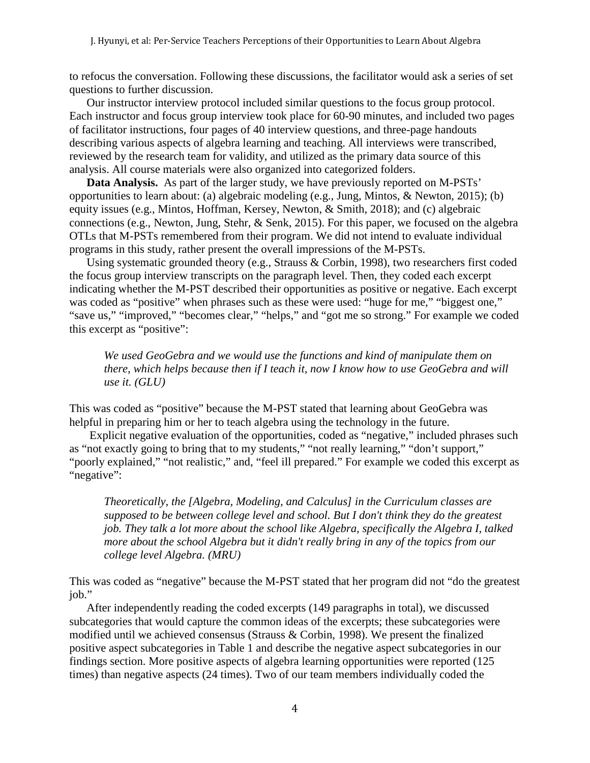to refocus the conversation. Following these discussions, the facilitator would ask a series of set questions to further discussion.

Our instructor interview protocol included similar questions to the focus group protocol. Each instructor and focus group interview took place for 60-90 minutes, and included two pages of facilitator instructions, four pages of 40 interview questions, and three-page handouts describing various aspects of algebra learning and teaching. All interviews were transcribed, reviewed by the research team for validity, and utilized as the primary data source of this analysis. All course materials were also organized into categorized folders.

**Data Analysis.** As part of the larger study, we have previously reported on M-PSTs' opportunities to learn about: (a) algebraic modeling (e.g., Jung, Mintos, & Newton, 2015); (b) equity issues (e.g., Mintos, Hoffman, Kersey, Newton, & Smith, 2018); and (c) algebraic connections (e.g., Newton, Jung, Stehr, & Senk, 2015). For this paper, we focused on the algebra OTLs that M-PSTs remembered from their program. We did not intend to evaluate individual programs in this study, rather present the overall impressions of the M-PSTs.

Using systematic grounded theory (e.g., Strauss & Corbin, 1998), two researchers first coded the focus group interview transcripts on the paragraph level. Then, they coded each excerpt indicating whether the M-PST described their opportunities as positive or negative. Each excerpt was coded as "positive" when phrases such as these were used: "huge for me," "biggest one," "save us," "improved," "becomes clear," "helps," and "got me so strong." For example we coded this excerpt as "positive":

> *We used GeoGebra and we would use the functions and kind of manipulate them on there, which helps because then if I teach it, now I know how to use GeoGebra and will use it. (GLU)*

This was coded as "positive" because the M-PST stated that learning about GeoGebra was helpful in preparing him or her to teach algebra using the technology in the future.

Explicit negative evaluation of the opportunities, coded as "negative," included phrases such as "not exactly going to bring that to my students," "not really learning," "don't support," "poorly explained," "not realistic," and, "feel ill prepared." For example we coded this excerpt as "negative":

> *Theoretically, the [Algebra, Modeling, and Calculus] in the Curriculum classes are supposed to be between college level and school. But I don't think they do the greatest job. They talk a lot more about the school like Algebra, specifically the Algebra I, talked more about the school Algebra but it didn't really bring in any of the topics from our college level Algebra. (MRU)*

This was coded as "negative" because the M-PST stated that her program did not "do the greatest job."

After independently reading the coded excerpts (149 paragraphs in total), we discussed subcategories that would capture the common ideas of the excerpts; these subcategories were modified until we achieved consensus (Strauss & Corbin, 1998). We present the finalized positive aspect subcategories in Table 1 and describe the negative aspect subcategories in our findings section. More positive aspects of algebra learning opportunities were reported (125 times) than negative aspects (24 times). Two of our team members individually coded the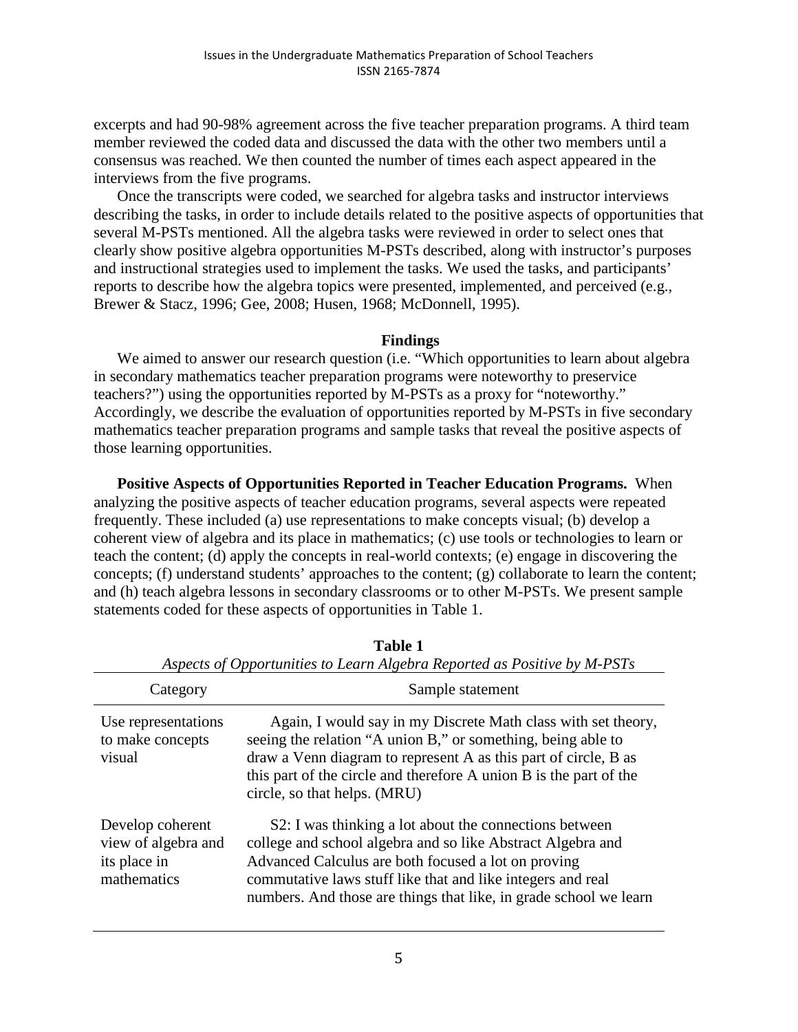excerpts and had 90-98% agreement across the five teacher preparation programs. A third team member reviewed the coded data and discussed the data with the other two members until a consensus was reached. We then counted the number of times each aspect appeared in the interviews from the five programs.

Once the transcripts were coded, we searched for algebra tasks and instructor interviews describing the tasks, in order to include details related to the positive aspects of opportunities that several M-PSTs mentioned. All the algebra tasks were reviewed in order to select ones that clearly show positive algebra opportunities M-PSTs described, along with instructor's purposes and instructional strategies used to implement the tasks. We used the tasks, and participants' reports to describe how the algebra topics were presented, implemented, and perceived (e.g., Brewer & Stacz, 1996; Gee, 2008; Husen, 1968; McDonnell, 1995).

## Findings

We aimed to answer our research question (i.e. "Which opportunities to learn about algebra in secondary mathematics teacher preparation programs were noteworthy to preservice teachers?") using the opportunities reported by M-PSTs as a proxy for "noteworthy." Accordingly, we describe the evaluation of opportunities reported by M-PSTs in five secondary mathematics teacher preparation programs and sample tasks that reveal the positive aspects of those learning opportunities.

**Positive Aspects of Opportunities Reported in Teacher Education Programs.** When analyzing the positive aspects of teacher education programs, several aspects were repeated frequently. These included (a) use representations to make concepts visual; (b) develop a coherent view of algebra and its place in mathematics; (c) use tools or technologies to learn or teach the content; (d) apply the concepts in real-world contexts; (e) engage in discovering the concepts; (f) understand students' approaches to the content; (g) collaborate to learn the content; and (h) teach algebra lessons in secondary classrooms or to other M-PSTs. We present sample statements coded for these aspects of opportunities in Table 1.

**Table 1**

*Aspects of Opportunities to Learn Algebra Reported as Positive by M-PSTs*

| Category | Sample statement |
|---|---|
| Use representations to make concepts visual | Again, I would say in my Discrete Math class with set theory, seeing the relation "A union B," or something, being able to draw a Venn diagram to represent A as this part of circle, B as this part of the circle and therefore A union B is the part of the circle, so that helps. (MRU) |
| Develop coherent view of algebra and its place in mathematics | S2: I was thinking a lot about the connections between college and school algebra and so like Abstract Algebra and Advanced Calculus are both focused a lot on proving commutative laws stuff like that and like integers and real numbers. And those are things that like, in grade school we learn |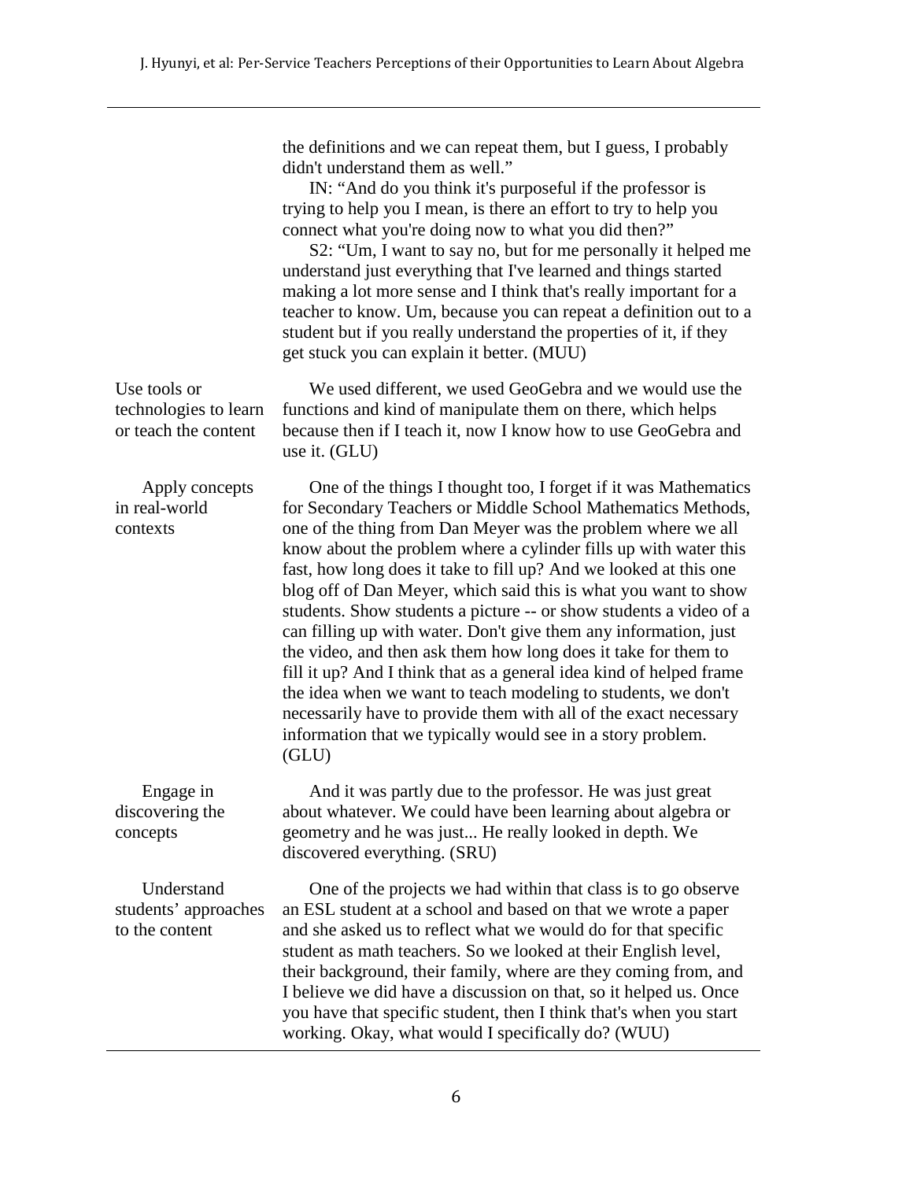| | |
|---|---|
| | the definitions and we can repeat them, but I guess, I probably didn't understand them as well."<br>IN: "And do you think it's purposeful if the professor is trying to help you I mean, is there an effort to try to help you connect what you're doing now to what you did then?"<br>S2: "Um, I want to say no, but for me personally it helped me understand just everything that I've learned and things started making a lot more sense and I think that's really important for a teacher to know. Um, because you can repeat a definition out to a student but if you really understand the properties of it, if they get stuck you can explain it better. (MUU) |
| Use tools or technologies to learn or teach the content | We used different, we used GeoGebra and we would use the functions and kind of manipulate them on there, which helps because then if I teach it, now I know how to use GeoGebra and use it. (GLU) |
| Apply concepts in real-world contexts | One of the things I thought too, I forget if it was Mathematics for Secondary Teachers or Middle School Mathematics Methods, one of the thing from Dan Meyer was the problem where we all know about the problem where a cylinder fills up with water this fast, how long does it take to fill up? And we looked at this one blog off of Dan Meyer, which said this is what you want to show students. Show students a picture -- or show students a video of a can filling up with water. Don't give them any information, just the video, and then ask them how long does it take for them to fill it up? And I think that as a general idea kind of helped frame the idea when we want to teach modeling to students, we don't necessarily have to provide them with all of the exact necessary information that we typically would see in a story problem. (GLU) |
| Engage in discovering the concepts | And it was partly due to the professor. He was just great about whatever. We could have been learning about algebra or geometry and he was just... He really looked in depth. We discovered everything. (SRU) |
| Understand students' approaches to the content | One of the projects we had within that class is to go observe an ESL student at a school and based on that we wrote a paper and she asked us to reflect what we would do for that specific student as math teachers. So we looked at their English level, their background, their family, where are they coming from, and I believe we did have a discussion on that, so it helped us. Once you have that specific student, then I think that's when you start working. Okay, what would I specifically do? (WUU) |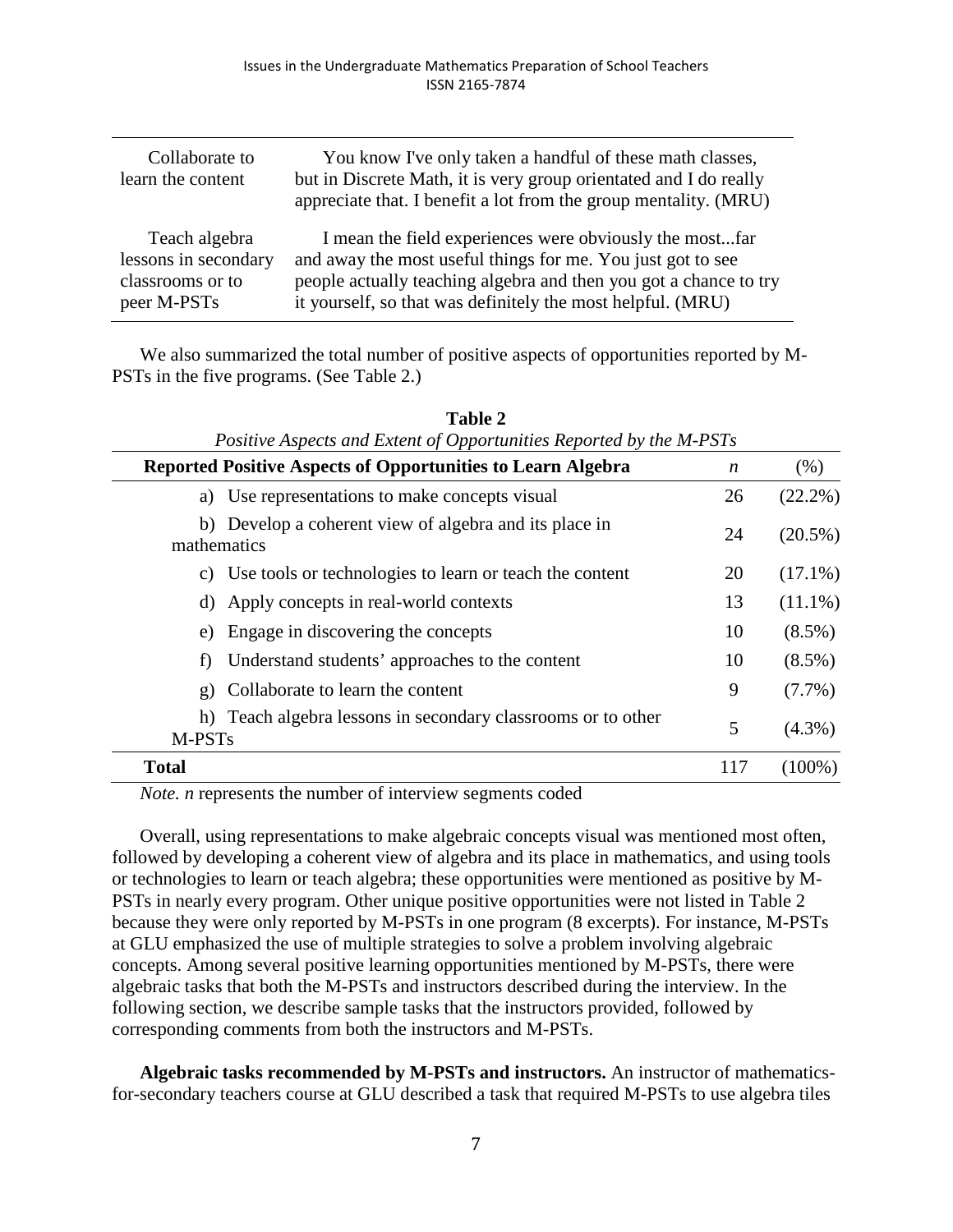| | |
|---|---|
| Collaborate to learn the content | You know I've only taken a handful of these math classes, but in Discrete Math, it is very group orientated and I do really appreciate that. I benefit a lot from the group mentality. (MRU) |
| Teach algebra lessons in secondary classrooms or to peer M-PSTs | I mean the field experiences were obviously the most...far and away the most useful things for me. You just got to see people actually teaching algebra and then you got a chance to try it yourself, so that was definitely the most helpful. (MRU) |

We also summarized the total number of positive aspects of opportunities reported by M-PSTs in the five programs. (See Table 2.)

**Table 2**

*Positive Aspects and Extent of Opportunities Reported by the M-PSTs*

| Reported Positive Aspects of Opportunities to Learn Algebra | *n* | (%) |
|---|---|---|
| a) Use representations to make concepts visual | 26 | (22.2%) |
| b) Develop a coherent view of algebra and its place in mathematics | 24 | (20.5%) |
| c) Use tools or technologies to learn or teach the content | 20 | (17.1%) |
| d) Apply concepts in real-world contexts | 13 | (11.1%) |
| e) Engage in discovering the concepts | 10 | (8.5%) |
| f) Understand students' approaches to the content | 10 | (8.5%) |
| g) Collaborate to learn the content | 9 | (7.7%) |
| h) Teach algebra lessons in secondary classrooms or to other M-PSTs | 5 | (4.3%) |
| **Total** | 117 | (100%) |

*Note. n* represents the number of interview segments coded

Overall, using representations to make algebraic concepts visual was mentioned most often, followed by developing a coherent view of algebra and its place in mathematics, and using tools or technologies to learn or teach algebra; these opportunities were mentioned as positive by M-PSTs in nearly every program. Other unique positive opportunities were not listed in Table 2 because they were only reported by M-PSTs in one program (8 excerpts). For instance, M-PSTs at GLU emphasized the use of multiple strategies to solve a problem involving algebraic concepts. Among several positive learning opportunities mentioned by M-PSTs, there were algebraic tasks that both the M-PSTs and instructors described during the interview. In the following section, we describe sample tasks that the instructors provided, followed by corresponding comments from both the instructors and M-PSTs.

**Algebraic tasks recommended by M-PSTs and instructors.** An instructor of mathematics-for-secondary teachers course at GLU described a task that required M-PSTs to use algebra tiles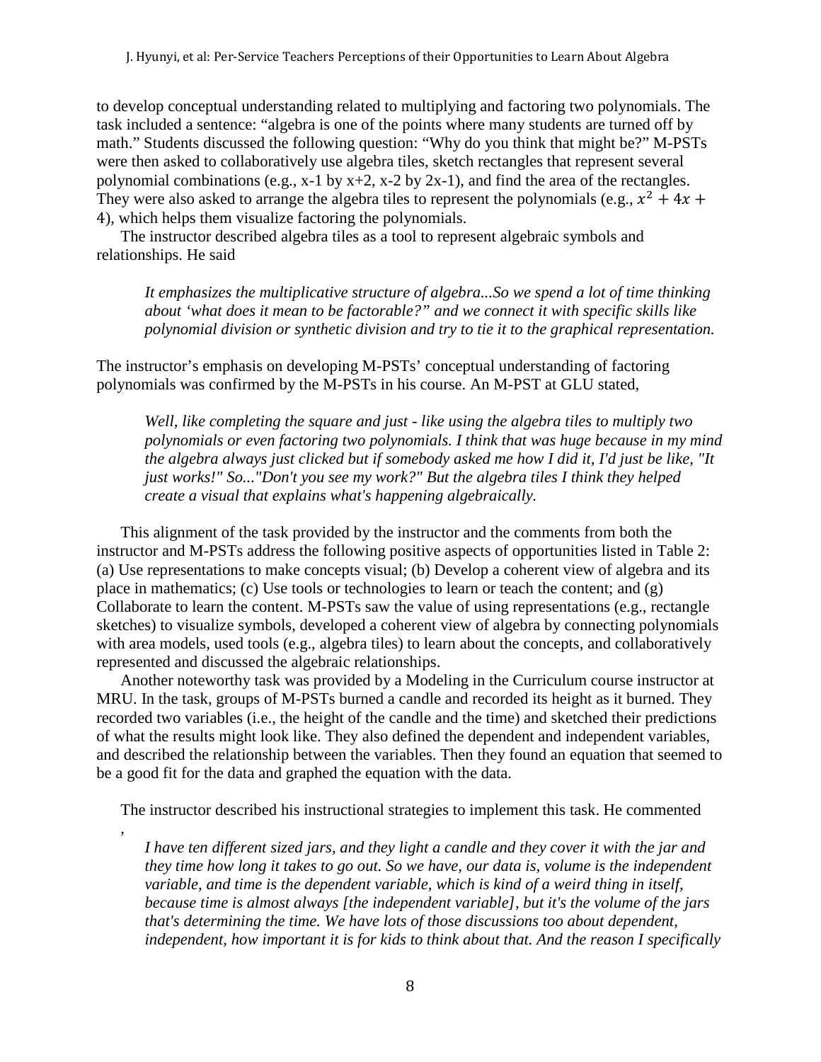to develop conceptual understanding related to multiplying and factoring two polynomials. The task included a sentence: "algebra is one of the points where many students are turned off by math." Students discussed the following question: "Why do you think that might be?" M-PSTs were then asked to collaboratively use algebra tiles, sketch rectangles that represent several polynomial combinations (e.g., x-1 by x+2, x-2 by 2x-1), and find the area of the rectangles. They were also asked to arrange the algebra tiles to represent the polynomials (e.g., $x^2 + 4x + 4$), which helps them visualize factoring the polynomials.

The instructor described algebra tiles as a tool to represent algebraic symbols and relationships. He said

> *It emphasizes the multiplicative structure of algebra...So we spend a lot of time thinking about 'what does it mean to be factorable?" and we connect it with specific skills like polynomial division or synthetic division and try to tie it to the graphical representation.*

The instructor's emphasis on developing M-PSTs' conceptual understanding of factoring polynomials was confirmed by the M-PSTs in his course. An M-PST at GLU stated,

> *Well, like completing the square and just - like using the algebra tiles to multiply two polynomials or even factoring two polynomials. I think that was huge because in my mind the algebra always just clicked but if somebody asked me how I did it, I'd just be like, "It just works!" So..."Don't you see my work?" But the algebra tiles I think they helped create a visual that explains what's happening algebraically.*

This alignment of the task provided by the instructor and the comments from both the instructor and M-PSTs address the following positive aspects of opportunities listed in Table 2: (a) Use representations to make concepts visual; (b) Develop a coherent view of algebra and its place in mathematics; (c) Use tools or technologies to learn or teach the content; and (g) Collaborate to learn the content. M-PSTs saw the value of using representations (e.g., rectangle sketches) to visualize symbols, developed a coherent view of algebra by connecting polynomials with area models, used tools (e.g., algebra tiles) to learn about the concepts, and collaboratively represented and discussed the algebraic relationships.

Another noteworthy task was provided by a Modeling in the Curriculum course instructor at MRU. In the task, groups of M-PSTs burned a candle and recorded its height as it burned. They recorded two variables (i.e., the height of the candle and the time) and sketched their predictions of what the results might look like. They also defined the dependent and independent variables, and described the relationship between the variables. Then they found an equation that seemed to be a good fit for the data and graphed the equation with the data.

The instructor described his instructional strategies to implement this task. He commented

,

> *I have ten different sized jars, and they light a candle and they cover it with the jar and they time how long it takes to go out. So we have, our data is, volume is the independent variable, and time is the dependent variable, which is kind of a weird thing in itself, because time is almost always [the independent variable], but it's the volume of the jars that's determining the time. We have lots of those discussions too about dependent, independent, how important it is for kids to think about that. And the reason I specifically*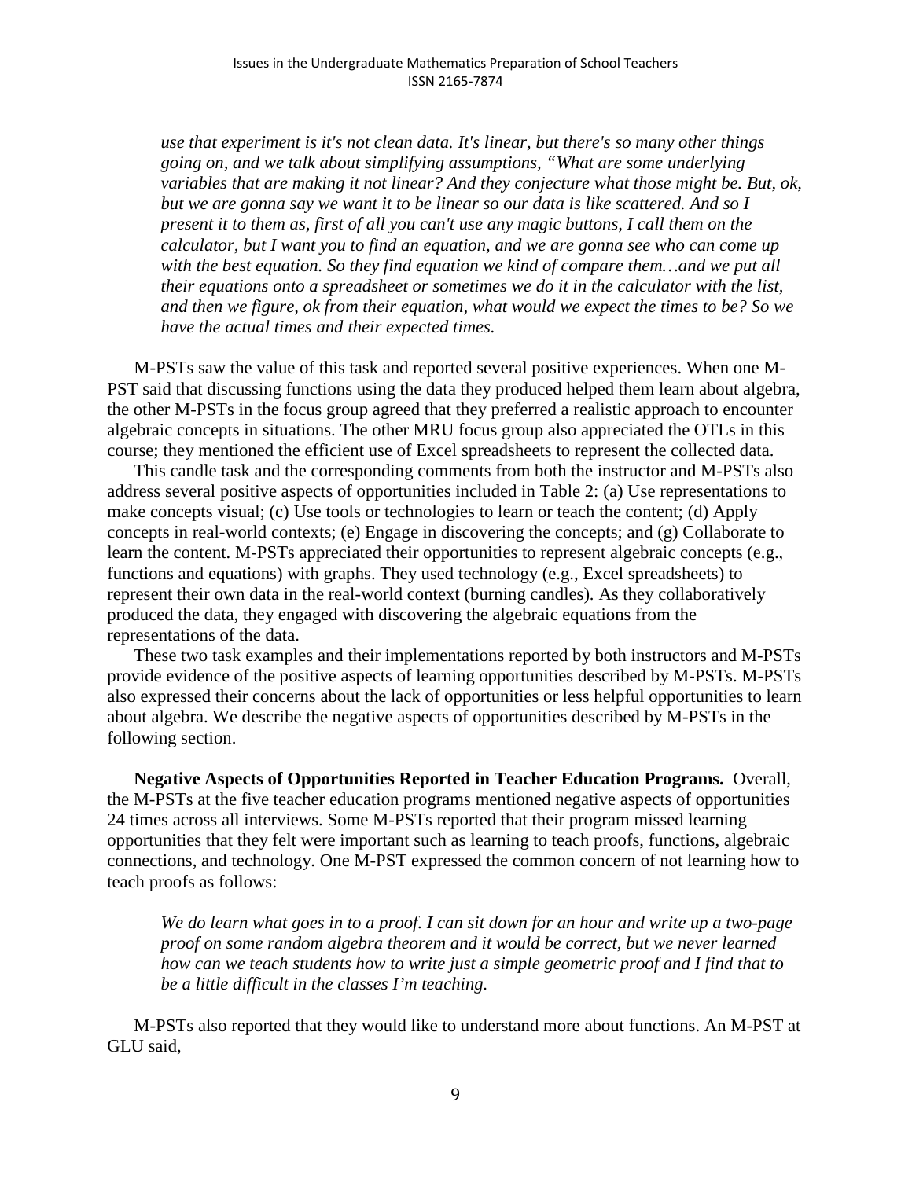*use that experiment is it's not clean data. It's linear, but there's so many other things going on, and we talk about simplifying assumptions, "What are some underlying variables that are making it not linear? And they conjecture what those might be. But, ok, but we are gonna say we want it to be linear so our data is like scattered. And so I present it to them as, first of all you can't use any magic buttons, I call them on the calculator, but I want you to find an equation, and we are gonna see who can come up with the best equation. So they find equation we kind of compare them…and we put all their equations onto a spreadsheet or sometimes we do it in the calculator with the list, and then we figure, ok from their equation, what would we expect the times to be? So we have the actual times and their expected times.*

M-PSTs saw the value of this task and reported several positive experiences. When one M-PST said that discussing functions using the data they produced helped them learn about algebra, the other M-PSTs in the focus group agreed that they preferred a realistic approach to encounter algebraic concepts in situations. The other MRU focus group also appreciated the OTLs in this course; they mentioned the efficient use of Excel spreadsheets to represent the collected data.

This candle task and the corresponding comments from both the instructor and M-PSTs also address several positive aspects of opportunities included in Table 2: (a) Use representations to make concepts visual; (c) Use tools or technologies to learn or teach the content; (d) Apply concepts in real-world contexts; (e) Engage in discovering the concepts; and (g) Collaborate to learn the content. M-PSTs appreciated their opportunities to represent algebraic concepts (e.g., functions and equations) with graphs. They used technology (e.g., Excel spreadsheets) to represent their own data in the real-world context (burning candles). As they collaboratively produced the data, they engaged with discovering the algebraic equations from the representations of the data.

These two task examples and their implementations reported by both instructors and M-PSTs provide evidence of the positive aspects of learning opportunities described by M-PSTs. M-PSTs also expressed their concerns about the lack of opportunities or less helpful opportunities to learn about algebra. We describe the negative aspects of opportunities described by M-PSTs in the following section.

**Negative Aspects of Opportunities Reported in Teacher Education Programs.** Overall, the M-PSTs at the five teacher education programs mentioned negative aspects of opportunities 24 times across all interviews. Some M-PSTs reported that their program missed learning opportunities that they felt were important such as learning to teach proofs, functions, algebraic connections, and technology. One M-PST expressed the common concern of not learning how to teach proofs as follows:

*We do learn what goes in to a proof. I can sit down for an hour and write up a two-page proof on some random algebra theorem and it would be correct, but we never learned how can we teach students how to write just a simple geometric proof and I find that to be a little difficult in the classes I'm teaching.*

M-PSTs also reported that they would like to understand more about functions. An M-PST at GLU said,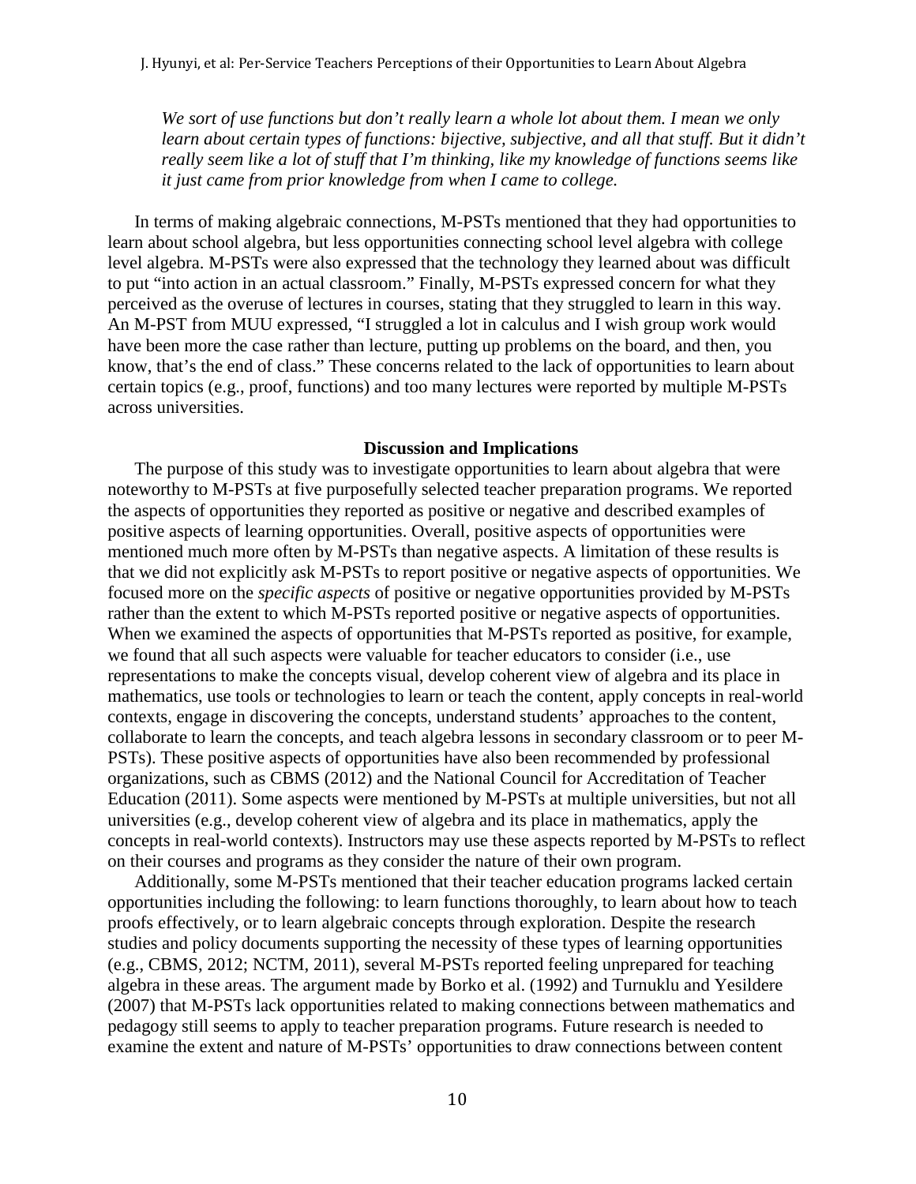> *We sort of use functions but don't really learn a whole lot about them. I mean we only learn about certain types of functions: bijective, subjective, and all that stuff. But it didn't really seem like a lot of stuff that I'm thinking, like my knowledge of functions seems like it just came from prior knowledge from when I came to college.*

In terms of making algebraic connections, M-PSTs mentioned that they had opportunities to learn about school algebra, but less opportunities connecting school level algebra with college level algebra. M-PSTs were also expressed that the technology they learned about was difficult to put "into action in an actual classroom." Finally, M-PSTs expressed concern for what they perceived as the overuse of lectures in courses, stating that they struggled to learn in this way. An M-PST from MUU expressed, "I struggled a lot in calculus and I wish group work would have been more the case rather than lecture, putting up problems on the board, and then, you know, that's the end of class." These concerns related to the lack of opportunities to learn about certain topics (e.g., proof, functions) and too many lectures were reported by multiple M-PSTs across universities.

## Discussion and Implications

The purpose of this study was to investigate opportunities to learn about algebra that were noteworthy to M-PSTs at five purposefully selected teacher preparation programs. We reported the aspects of opportunities they reported as positive or negative and described examples of positive aspects of learning opportunities. Overall, positive aspects of opportunities were mentioned much more often by M-PSTs than negative aspects. A limitation of these results is that we did not explicitly ask M-PSTs to report positive or negative aspects of opportunities. We focused more on the *specific aspects* of positive or negative opportunities provided by M-PSTs rather than the extent to which M-PSTs reported positive or negative aspects of opportunities. When we examined the aspects of opportunities that M-PSTs reported as positive, for example, we found that all such aspects were valuable for teacher educators to consider (i.e., use representations to make the concepts visual, develop coherent view of algebra and its place in mathematics, use tools or technologies to learn or teach the content, apply concepts in real-world contexts, engage in discovering the concepts, understand students' approaches to the content, collaborate to learn the concepts, and teach algebra lessons in secondary classroom or to peer M-PSTs). These positive aspects of opportunities have also been recommended by professional organizations, such as CBMS (2012) and the National Council for Accreditation of Teacher Education (2011). Some aspects were mentioned by M-PSTs at multiple universities, but not all universities (e.g., develop coherent view of algebra and its place in mathematics, apply the concepts in real-world contexts). Instructors may use these aspects reported by M-PSTs to reflect on their courses and programs as they consider the nature of their own program.

Additionally, some M-PSTs mentioned that their teacher education programs lacked certain opportunities including the following: to learn functions thoroughly, to learn about how to teach proofs effectively, or to learn algebraic concepts through exploration. Despite the research studies and policy documents supporting the necessity of these types of learning opportunities (e.g., CBMS, 2012; NCTM, 2011), several M-PSTs reported feeling unprepared for teaching algebra in these areas. The argument made by Borko et al. (1992) and Turnuklu and Yesildere (2007) that M-PSTs lack opportunities related to making connections between mathematics and pedagogy still seems to apply to teacher preparation programs. Future research is needed to examine the extent and nature of M-PSTs' opportunities to draw connections between content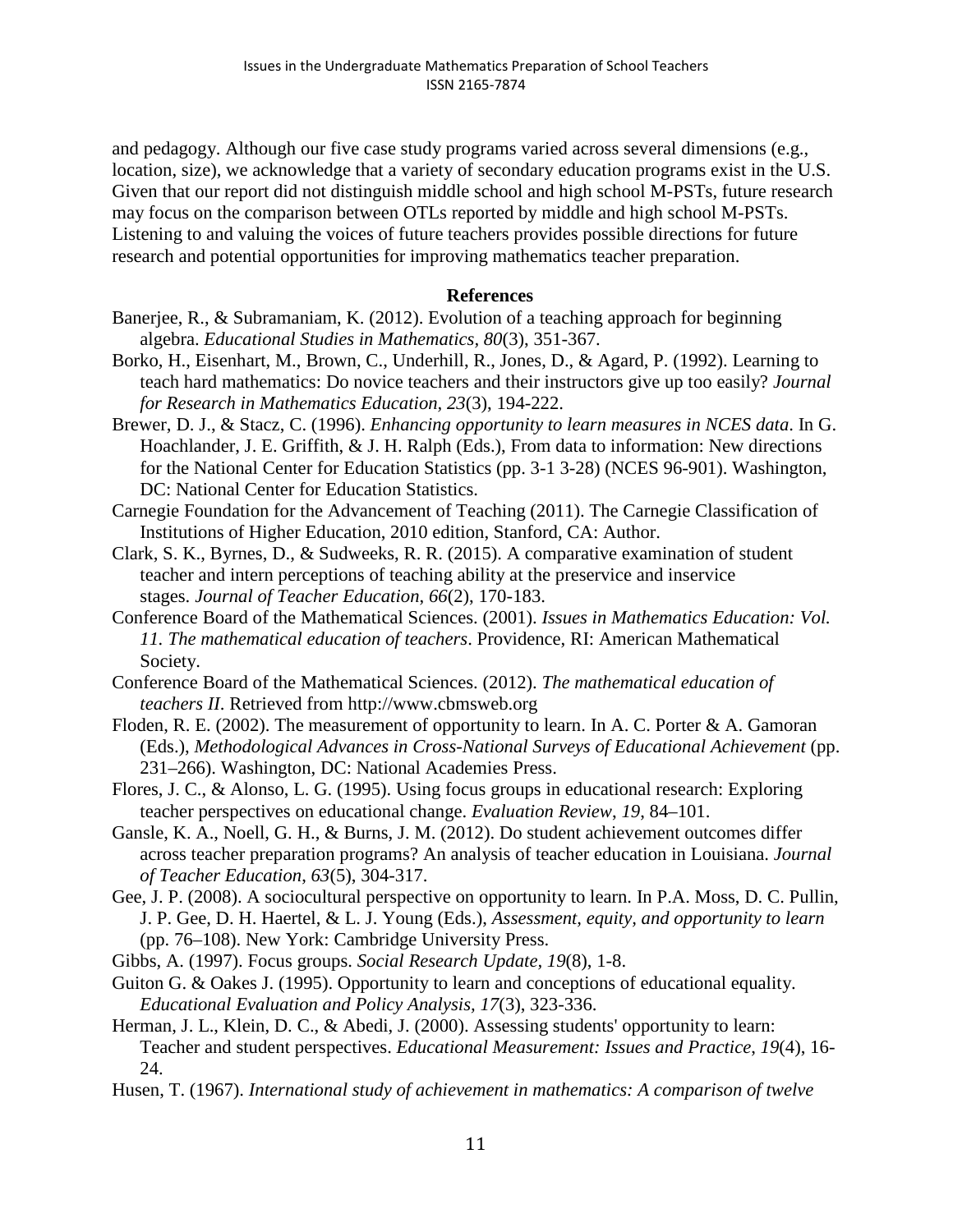and pedagogy. Although our five case study programs varied across several dimensions (e.g., location, size), we acknowledge that a variety of secondary education programs exist in the U.S. Given that our report did not distinguish middle school and high school M-PSTs, future research may focus on the comparison between OTLs reported by middle and high school M-PSTs. Listening to and valuing the voices of future teachers provides possible directions for future research and potential opportunities for improving mathematics teacher preparation.

## References

Banerjee, R., & Subramaniam, K. (2012). Evolution of a teaching approach for beginning algebra. *Educational Studies in Mathematics*, *80*(3), 351-367.

Borko, H., Eisenhart, M., Brown, C., Underhill, R., Jones, D., & Agard, P. (1992). Learning to teach hard mathematics: Do novice teachers and their instructors give up too easily? *Journal for Research in Mathematics Education, 23*(3), 194-222.

Brewer, D. J., & Stacz, C. (1996). *Enhancing opportunity to learn measures in NCES data*. In G. Hoachlander, J. E. Griffith, & J. H. Ralph (Eds.), From data to information: New directions for the National Center for Education Statistics (pp. 3-1 3-28) (NCES 96-901). Washington, DC: National Center for Education Statistics.

Carnegie Foundation for the Advancement of Teaching (2011). The Carnegie Classification of Institutions of Higher Education, 2010 edition, Stanford, CA: Author.

Clark, S. K., Byrnes, D., & Sudweeks, R. R. (2015). A comparative examination of student teacher and intern perceptions of teaching ability at the preservice and inservice stages. *Journal of Teacher Education*, *66*(2), 170-183.

Conference Board of the Mathematical Sciences. (2001). *Issues in Mathematics Education: Vol. 11. The mathematical education of teachers*. Providence, RI: American Mathematical Society.

Conference Board of the Mathematical Sciences. (2012). *The mathematical education of teachers II*. Retrieved from http://www.cbmsweb.org

Floden, R. E. (2002). The measurement of opportunity to learn. In A. C. Porter & A. Gamoran (Eds.), *Methodological Advances in Cross-National Surveys of Educational Achievement* (pp. 231–266). Washington, DC: National Academies Press.

Flores, J. C., & Alonso, L. G. (1995). Using focus groups in educational research: Exploring teacher perspectives on educational change. *Evaluation Review*, *19*, 84–101.

Gansle, K. A., Noell, G. H., & Burns, J. M. (2012). Do student achievement outcomes differ across teacher preparation programs? An analysis of teacher education in Louisiana. *Journal of Teacher Education*, *63*(5), 304-317.

Gee, J. P. (2008). A sociocultural perspective on opportunity to learn. In P.A. Moss, D. C. Pullin, J. P. Gee, D. H. Haertel, & L. J. Young (Eds.), *Assessment, equity, and opportunity to learn* (pp. 76–108). New York: Cambridge University Press.

Gibbs, A. (1997). Focus groups. *Social Research Update, 19*(8), 1-8.

Guiton G. & Oakes J. (1995). Opportunity to learn and conceptions of educational equality. *Educational Evaluation and Policy Analysis, 17*(3), 323-336.

Herman, J. L., Klein, D. C., & Abedi, J. (2000). Assessing students' opportunity to learn: Teacher and student perspectives. *Educational Measurement: Issues and Practice*, *19*(4), 16-24.

Husen, T. (1967). *International study of achievement in mathematics: A comparison of twelve*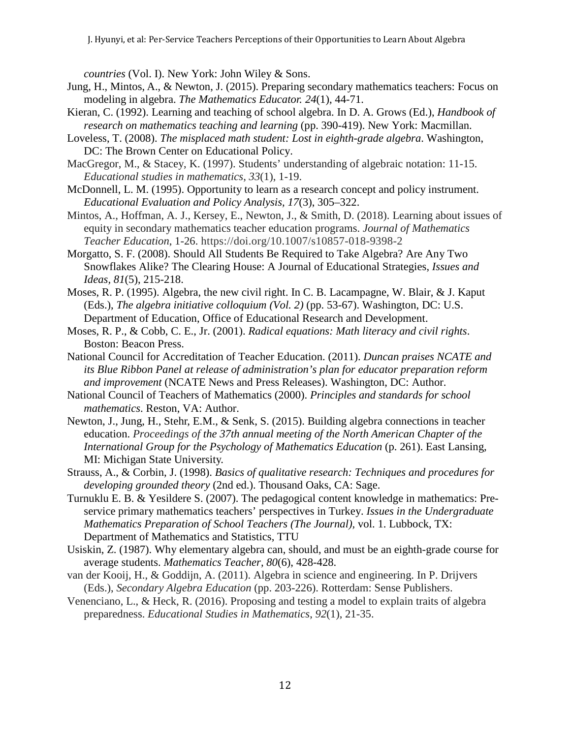*countries* (Vol. I). New York: John Wiley & Sons.

Jung, H., Mintos, A., & Newton, J. (2015). Preparing secondary mathematics teachers: Focus on modeling in algebra. *The Mathematics Educator. 24*(1), 44-71.

Kieran, C. (1992). Learning and teaching of school algebra. In D. A. Grows (Ed.), *Handbook of research on mathematics teaching and learning* (pp. 390-419). New York: Macmillan.

Loveless, T. (2008). *The misplaced math student: Lost in eighth-grade algebra*. Washington, DC: The Brown Center on Educational Policy.

MacGregor, M., & Stacey, K. (1997). Students' understanding of algebraic notation: 11-15. *Educational studies in mathematics*, *33*(1), 1-19.

McDonnell, L. M. (1995). Opportunity to learn as a research concept and policy instrument. *Educational Evaluation and Policy Analysis, 17*(3), 305–322.

Mintos, A., Hoffman, A. J., Kersey, E., Newton, J., & Smith, D. (2018). Learning about issues of equity in secondary mathematics teacher education programs. *Journal of Mathematics Teacher Education*, 1-26. https://doi.org/10.1007/s10857-018-9398-2

Morgatto, S. F. (2008). Should All Students Be Required to Take Algebra? Are Any Two Snowflakes Alike? The Clearing House: A Journal of Educational Strategies, *Issues and Ideas*, *81*(5), 215-218.

Moses, R. P. (1995). Algebra, the new civil right. In C. B. Lacampagne, W. Blair, & J. Kaput (Eds.), *The algebra initiative colloquium (Vol. 2)* (pp. 53-67). Washington, DC: U.S. Department of Education, Office of Educational Research and Development.

Moses, R. P., & Cobb, C. E., Jr. (2001). *Radical equations: Math literacy and civil rights*. Boston: Beacon Press.

National Council for Accreditation of Teacher Education. (2011). *Duncan praises NCATE and its Blue Ribbon Panel at release of administration's plan for educator preparation reform and improvement* (NCATE News and Press Releases). Washington, DC: Author.

National Council of Teachers of Mathematics (2000). *Principles and standards for school mathematics*. Reston, VA: Author.

Newton, J., Jung, H., Stehr, E.M., & Senk, S. (2015). Building algebra connections in teacher education. *Proceedings of the 37th annual meeting of the North American Chapter of the International Group for the Psychology of Mathematics Education* (p. 261). East Lansing, MI: Michigan State University.

Strauss, A., & Corbin, J. (1998). *Basics of qualitative research: Techniques and procedures for developing grounded theory* (2nd ed.). Thousand Oaks, CA: Sage.

Turnuklu E. B. & Yesildere S. (2007). The pedagogical content knowledge in mathematics: Pre-service primary mathematics teachers' perspectives in Turkey. *Issues in the Undergraduate Mathematics Preparation of School Teachers (The Journal),* vol. 1. Lubbock, TX: Department of Mathematics and Statistics, TTU

Usiskin, Z. (1987). Why elementary algebra can, should, and must be an eighth-grade course for average students. *Mathematics Teacher, 80*(6), 428-428.

van der Kooij, H., & Goddijn, A. (2011). Algebra in science and engineering. In P. Drijvers (Eds.), *Secondary Algebra Education* (pp. 203-226). Rotterdam: Sense Publishers.

Venenciano, L., & Heck, R. (2016). Proposing and testing a model to explain traits of algebra preparedness. *Educational Studies in Mathematics*, *92*(1), 21-35.